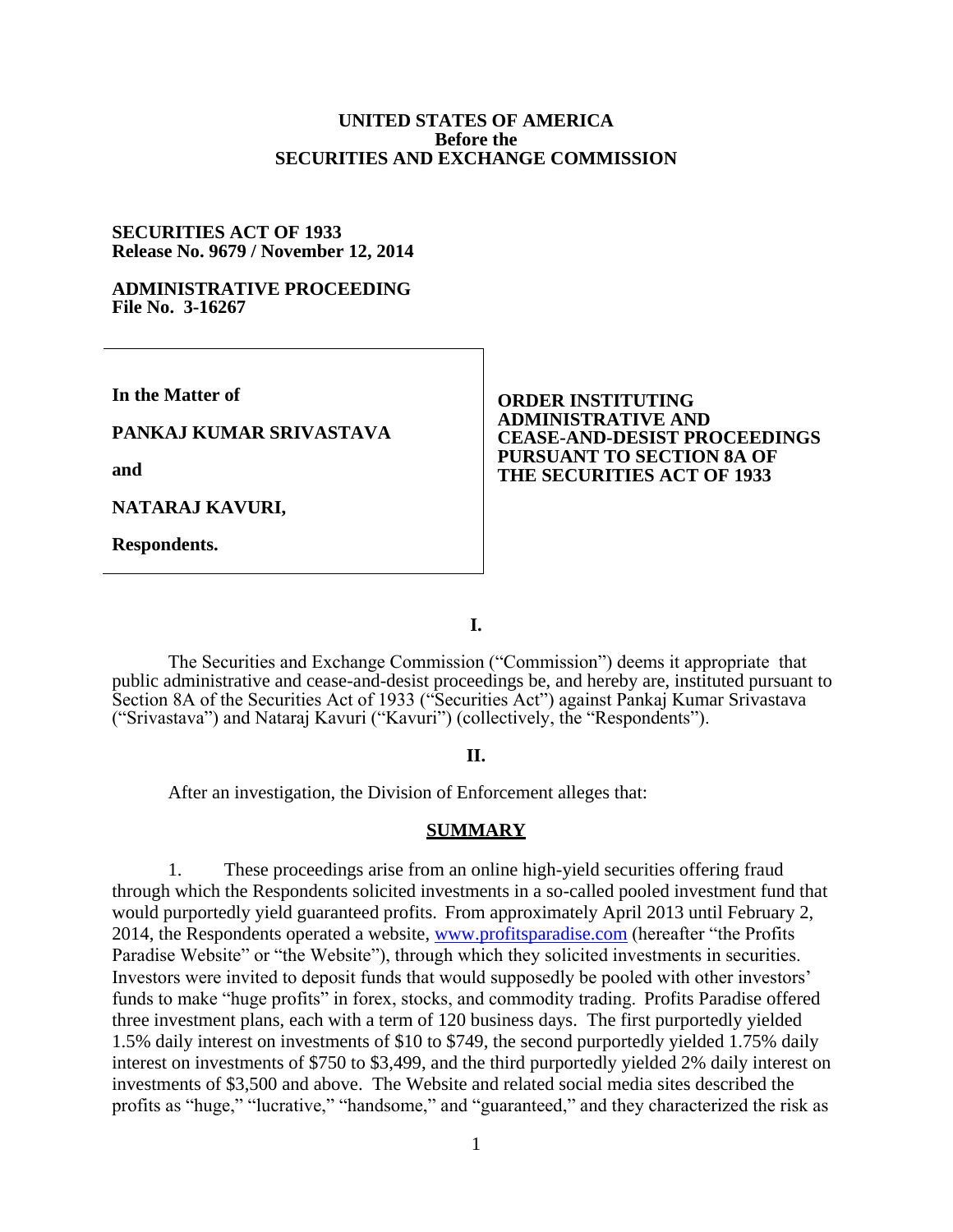**UNITED STATES OF AMERICA**
**Before the**
**SECURITIES AND EXCHANGE COMMISSION**

**SECURITIES ACT OF 1933**
**Release No. 9679 / November 12, 2014**

**ADMINISTRATIVE PROCEEDING**
**File No. 3-16267**

**In the Matter of**

**PANKAJ KUMAR SRIVASTAVA**

**and**

**NATARAJ KAVURI,**

**Respondents.**

**ORDER INSTITUTING ADMINISTRATIVE AND CEASE-AND-DESIST PROCEEDINGS PURSUANT TO SECTION 8A OF THE SECURITIES ACT OF 1933**

**I.**

The Securities and Exchange Commission ("Commission") deems it appropriate that public administrative and cease-and-desist proceedings be, and hereby are, instituted pursuant to Section 8A of the Securities Act of 1933 ("Securities Act") against Pankaj Kumar Srivastava ("Srivastava") and Nataraj Kavuri ("Kavuri") (collectively, the "Respondents").

**II.**

After an investigation, the Division of Enforcement alleges that:

**SUMMARY**

1. These proceedings arise from an online high-yield securities offering fraud through which the Respondents solicited investments in a so-called pooled investment fund that would purportedly yield guaranteed profits. From approximately April 2013 until February 2, 2014, the Respondents operated a website, www.profitsparadise.com (hereafter "the Profits Paradise Website" or "the Website"), through which they solicited investments in securities. Investors were invited to deposit funds that would supposedly be pooled with other investors' funds to make "huge profits" in forex, stocks, and commodity trading. Profits Paradise offered three investment plans, each with a term of 120 business days. The first purportedly yielded 1.5% daily interest on investments of $10 to $749, the second purportedly yielded 1.75% daily interest on investments of $750 to $3,499, and the third purportedly yielded 2% daily interest on investments of $3,500 and above. The Website and related social media sites described the profits as "huge," "lucrative," "handsome," and "guaranteed," and they characterized the risk as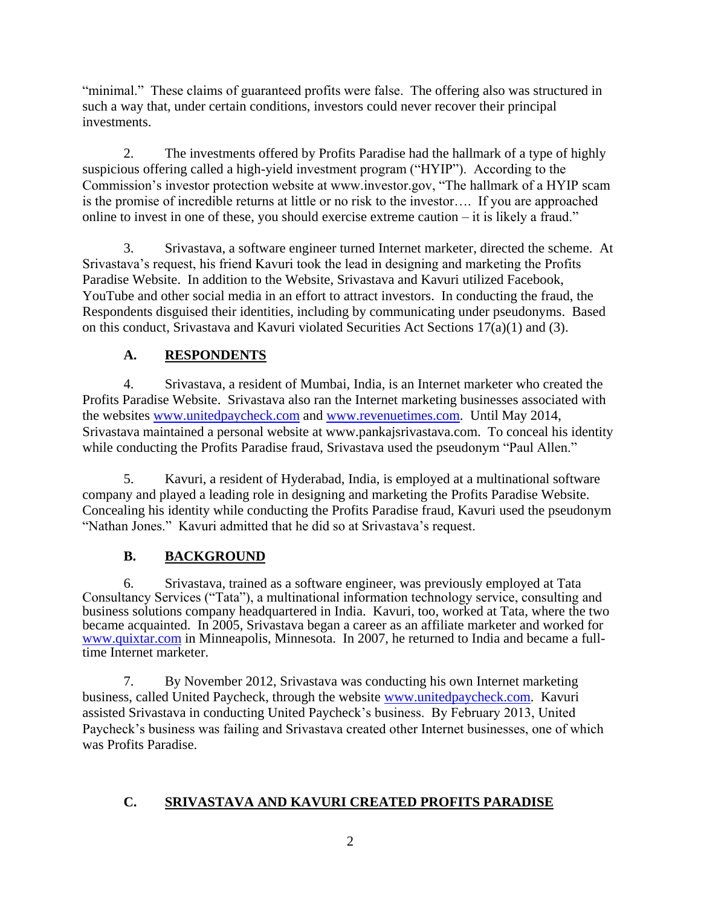"minimal." These claims of guaranteed profits were false. The offering also was structured in such a way that, under certain conditions, investors could never recover their principal investments.

2. The investments offered by Profits Paradise had the hallmark of a type of highly suspicious offering called a high-yield investment program ("HYIP"). According to the Commission's investor protection website at www.investor.gov, "The hallmark of a HYIP scam is the promise of incredible returns at little or no risk to the investor…. If you are approached online to invest in one of these, you should exercise extreme caution – it is likely a fraud."

3. Srivastava, a software engineer turned Internet marketer, directed the scheme. At Srivastava's request, his friend Kavuri took the lead in designing and marketing the Profits Paradise Website. In addition to the Website, Srivastava and Kavuri utilized Facebook, YouTube and other social media in an effort to attract investors. In conducting the fraud, the Respondents disguised their identities, including by communicating under pseudonyms. Based on this conduct, Srivastava and Kavuri violated Securities Act Sections 17(a)(1) and (3).

## A. RESPONDENTS

4. Srivastava, a resident of Mumbai, India, is an Internet marketer who created the Profits Paradise Website. Srivastava also ran the Internet marketing businesses associated with the websites www.unitedpaycheck.com and www.revenuetimes.com. Until May 2014, Srivastava maintained a personal website at www.pankajsrivastava.com. To conceal his identity while conducting the Profits Paradise fraud, Srivastava used the pseudonym "Paul Allen."

5. Kavuri, a resident of Hyderabad, India, is employed at a multinational software company and played a leading role in designing and marketing the Profits Paradise Website. Concealing his identity while conducting the Profits Paradise fraud, Kavuri used the pseudonym "Nathan Jones." Kavuri admitted that he did so at Srivastava's request.

## B. BACKGROUND

6. Srivastava, trained as a software engineer, was previously employed at Tata Consultancy Services ("Tata"), a multinational information technology service, consulting and business solutions company headquartered in India. Kavuri, too, worked at Tata, where the two became acquainted. In 2005, Srivastava began a career as an affiliate marketer and worked for www.quixtar.com in Minneapolis, Minnesota. In 2007, he returned to India and became a full-time Internet marketer.

7. By November 2012, Srivastava was conducting his own Internet marketing business, called United Paycheck, through the website www.unitedpaycheck.com. Kavuri assisted Srivastava in conducting United Paycheck's business. By February 2013, United Paycheck's business was failing and Srivastava created other Internet businesses, one of which was Profits Paradise.

## C. SRIVASTAVA AND KAVURI CREATED PROFITS PARADISE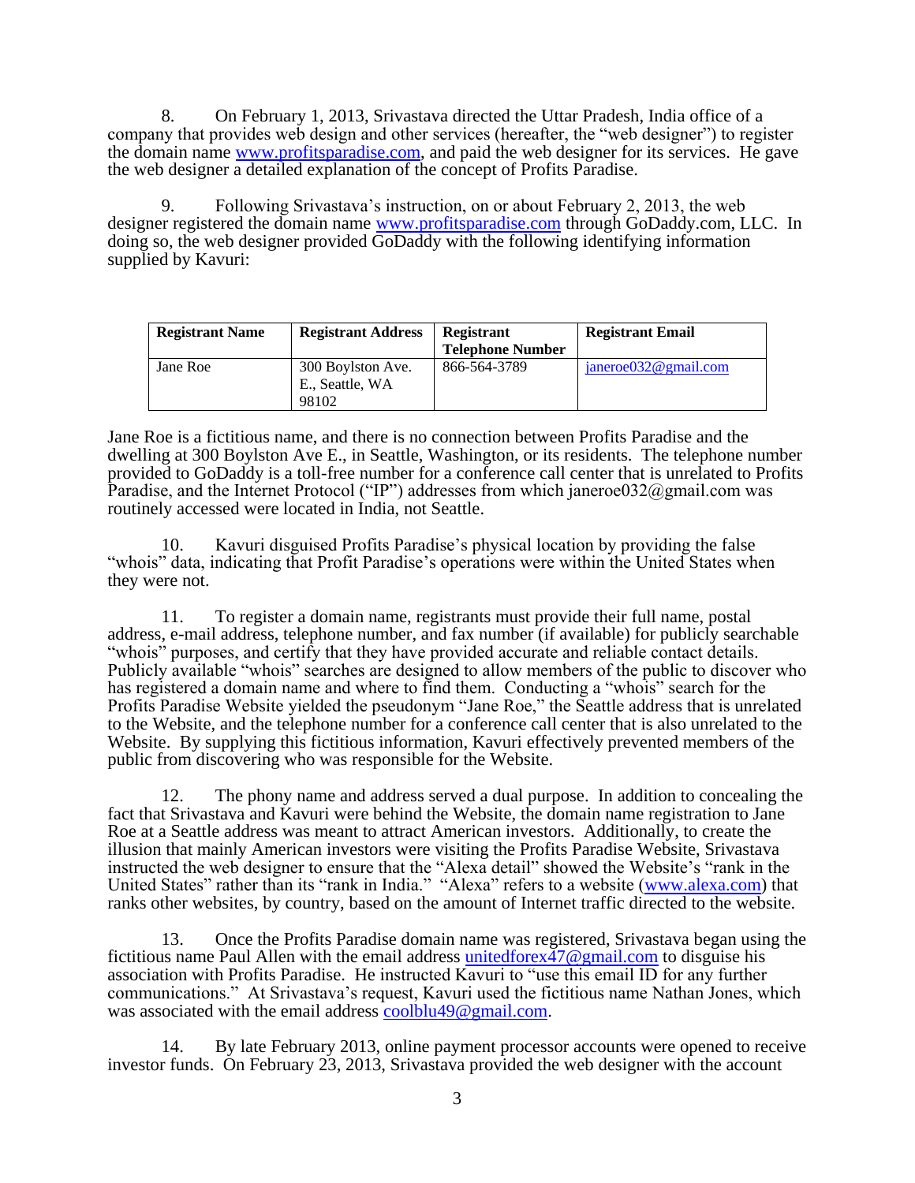8. On February 1, 2013, Srivastava directed the Uttar Pradesh, India office of a company that provides web design and other services (hereafter, the "web designer") to register the domain name www.profitsparadise.com, and paid the web designer for its services. He gave the web designer a detailed explanation of the concept of Profits Paradise.

9. Following Srivastava's instruction, on or about February 2, 2013, the web designer registered the domain name www.profitsparadise.com through GoDaddy.com, LLC. In doing so, the web designer provided GoDaddy with the following identifying information supplied by Kavuri:

| Registrant Name | Registrant Address | Registrant Telephone Number | Registrant Email |
|---|---|---|---|
| Jane Roe | 300 Boylston Ave. E., Seattle, WA 98102 | 866-564-3789 | janeroe032@gmail.com |

Jane Roe is a fictitious name, and there is no connection between Profits Paradise and the dwelling at 300 Boylston Ave E., in Seattle, Washington, or its residents. The telephone number provided to GoDaddy is a toll-free number for a conference call center that is unrelated to Profits Paradise, and the Internet Protocol ("IP") addresses from which janeroe032@gmail.com was routinely accessed were located in India, not Seattle.

10. Kavuri disguised Profits Paradise's physical location by providing the false "whois" data, indicating that Profit Paradise's operations were within the United States when they were not.

11. To register a domain name, registrants must provide their full name, postal address, e-mail address, telephone number, and fax number (if available) for publicly searchable "whois" purposes, and certify that they have provided accurate and reliable contact details. Publicly available "whois" searches are designed to allow members of the public to discover who has registered a domain name and where to find them. Conducting a "whois" search for the Profits Paradise Website yielded the pseudonym "Jane Roe," the Seattle address that is unrelated to the Website, and the telephone number for a conference call center that is also unrelated to the Website. By supplying this fictitious information, Kavuri effectively prevented members of the public from discovering who was responsible for the Website.

12. The phony name and address served a dual purpose. In addition to concealing the fact that Srivastava and Kavuri were behind the Website, the domain name registration to Jane Roe at a Seattle address was meant to attract American investors. Additionally, to create the illusion that mainly American investors were visiting the Profits Paradise Website, Srivastava instructed the web designer to ensure that the "Alexa detail" showed the Website's "rank in the United States" rather than its "rank in India." "Alexa" refers to a website (www.alexa.com) that ranks other websites, by country, based on the amount of Internet traffic directed to the website.

13. Once the Profits Paradise domain name was registered, Srivastava began using the fictitious name Paul Allen with the email address unitedforex47@gmail.com to disguise his association with Profits Paradise. He instructed Kavuri to "use this email ID for any further communications." At Srivastava's request, Kavuri used the fictitious name Nathan Jones, which was associated with the email address coolblu49@gmail.com.

14. By late February 2013, online payment processor accounts were opened to receive investor funds. On February 23, 2013, Srivastava provided the web designer with the account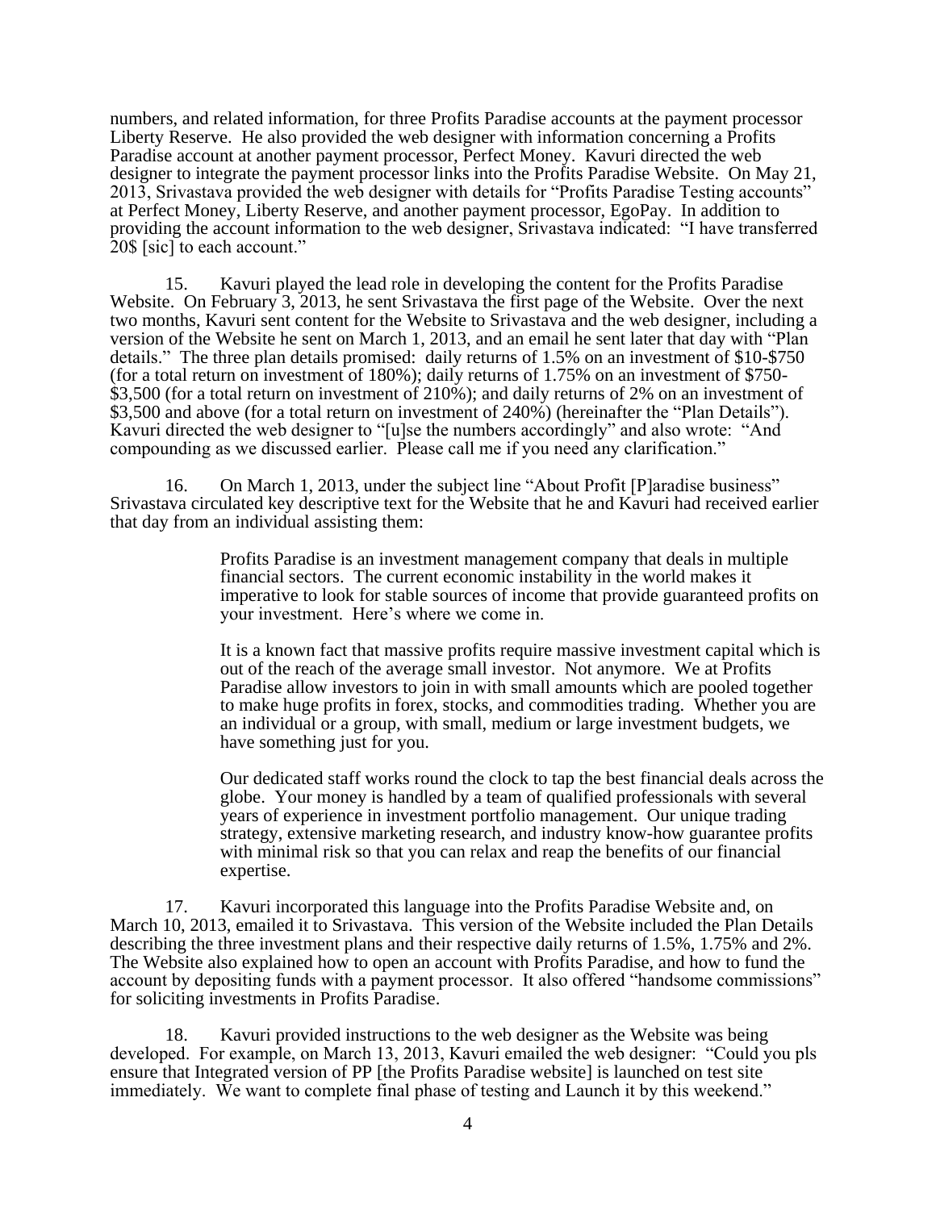numbers, and related information, for three Profits Paradise accounts at the payment processor Liberty Reserve. He also provided the web designer with information concerning a Profits Paradise account at another payment processor, Perfect Money. Kavuri directed the web designer to integrate the payment processor links into the Profits Paradise Website. On May 21, 2013, Srivastava provided the web designer with details for "Profits Paradise Testing accounts" at Perfect Money, Liberty Reserve, and another payment processor, EgoPay. In addition to providing the account information to the web designer, Srivastava indicated: "I have transferred 20$ [sic] to each account."

15. Kavuri played the lead role in developing the content for the Profits Paradise Website. On February 3, 2013, he sent Srivastava the first page of the Website. Over the next two months, Kavuri sent content for the Website to Srivastava and the web designer, including a version of the Website he sent on March 1, 2013, and an email he sent later that day with "Plan details." The three plan details promised: daily returns of 1.5% on an investment of $10-$750 (for a total return on investment of 180%); daily returns of 1.75% on an investment of $750-$3,500 (for a total return on investment of 210%); and daily returns of 2% on an investment of $3,500 and above (for a total return on investment of 240%) (hereinafter the "Plan Details"). Kavuri directed the web designer to "[u]se the numbers accordingly" and also wrote: "And compounding as we discussed earlier. Please call me if you need any clarification."

16. On March 1, 2013, under the subject line "About Profit [P]aradise business" Srivastava circulated key descriptive text for the Website that he and Kavuri had received earlier that day from an individual assisting them:

> Profits Paradise is an investment management company that deals in multiple financial sectors. The current economic instability in the world makes it imperative to look for stable sources of income that provide guaranteed profits on your investment. Here's where we come in.
>
> It is a known fact that massive profits require massive investment capital which is out of the reach of the average small investor. Not anymore. We at Profits Paradise allow investors to join in with small amounts which are pooled together to make huge profits in forex, stocks, and commodities trading. Whether you are an individual or a group, with small, medium or large investment budgets, we have something just for you.
>
> Our dedicated staff works round the clock to tap the best financial deals across the globe. Your money is handled by a team of qualified professionals with several years of experience in investment portfolio management. Our unique trading strategy, extensive marketing research, and industry know-how guarantee profits with minimal risk so that you can relax and reap the benefits of our financial expertise.

17. Kavuri incorporated this language into the Profits Paradise Website and, on March 10, 2013, emailed it to Srivastava. This version of the Website included the Plan Details describing the three investment plans and their respective daily returns of 1.5%, 1.75% and 2%. The Website also explained how to open an account with Profits Paradise, and how to fund the account by depositing funds with a payment processor. It also offered "handsome commissions" for soliciting investments in Profits Paradise.

18. Kavuri provided instructions to the web designer as the Website was being developed. For example, on March 13, 2013, Kavuri emailed the web designer: "Could you pls ensure that Integrated version of PP [the Profits Paradise website] is launched on test site immediately. We want to complete final phase of testing and Launch it by this weekend."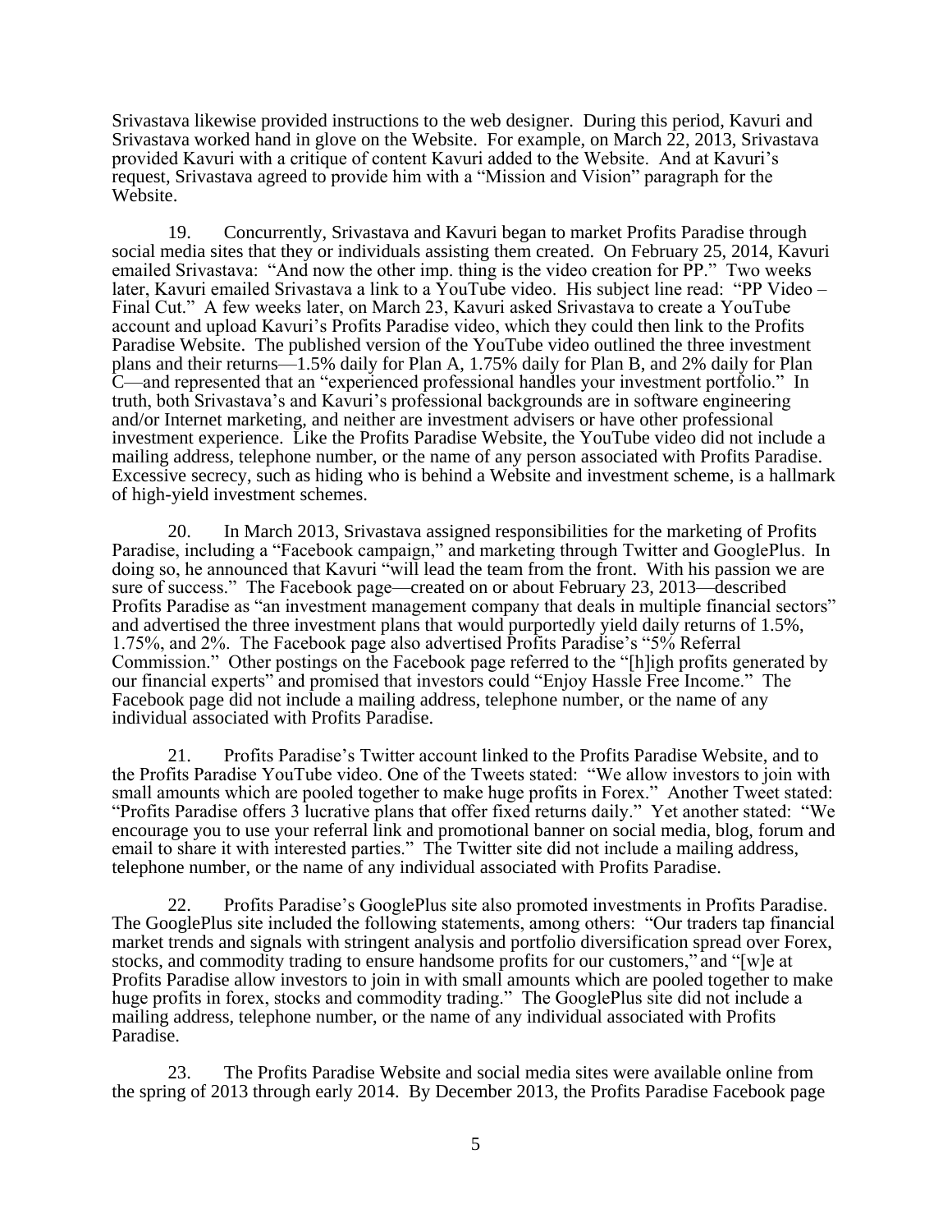Srivastava likewise provided instructions to the web designer. During this period, Kavuri and Srivastava worked hand in glove on the Website. For example, on March 22, 2013, Srivastava provided Kavuri with a critique of content Kavuri added to the Website. And at Kavuri's request, Srivastava agreed to provide him with a "Mission and Vision" paragraph for the Website.

19. Concurrently, Srivastava and Kavuri began to market Profits Paradise through social media sites that they or individuals assisting them created. On February 25, 2014, Kavuri emailed Srivastava: "And now the other imp. thing is the video creation for PP." Two weeks later, Kavuri emailed Srivastava a link to a YouTube video. His subject line read: "PP Video – Final Cut." A few weeks later, on March 23, Kavuri asked Srivastava to create a YouTube account and upload Kavuri's Profits Paradise video, which they could then link to the Profits Paradise Website. The published version of the YouTube video outlined the three investment plans and their returns—1.5% daily for Plan A, 1.75% daily for Plan B, and 2% daily for Plan C—and represented that an "experienced professional handles your investment portfolio." In truth, both Srivastava's and Kavuri's professional backgrounds are in software engineering and/or Internet marketing, and neither are investment advisers or have other professional investment experience. Like the Profits Paradise Website, the YouTube video did not include a mailing address, telephone number, or the name of any person associated with Profits Paradise. Excessive secrecy, such as hiding who is behind a Website and investment scheme, is a hallmark of high-yield investment schemes.

20. In March 2013, Srivastava assigned responsibilities for the marketing of Profits Paradise, including a "Facebook campaign," and marketing through Twitter and GooglePlus. In doing so, he announced that Kavuri "will lead the team from the front. With his passion we are sure of success." The Facebook page—created on or about February 23, 2013—described Profits Paradise as "an investment management company that deals in multiple financial sectors" and advertised the three investment plans that would purportedly yield daily returns of 1.5%, 1.75%, and 2%. The Facebook page also advertised Profits Paradise's "5% Referral Commission." Other postings on the Facebook page referred to the "[h]igh profits generated by our financial experts" and promised that investors could "Enjoy Hassle Free Income." The Facebook page did not include a mailing address, telephone number, or the name of any individual associated with Profits Paradise.

21. Profits Paradise's Twitter account linked to the Profits Paradise Website, and to the Profits Paradise YouTube video. One of the Tweets stated: "We allow investors to join with small amounts which are pooled together to make huge profits in Forex." Another Tweet stated: "Profits Paradise offers 3 lucrative plans that offer fixed returns daily." Yet another stated: "We encourage you to use your referral link and promotional banner on social media, blog, forum and email to share it with interested parties." The Twitter site did not include a mailing address, telephone number, or the name of any individual associated with Profits Paradise.

22. Profits Paradise's GooglePlus site also promoted investments in Profits Paradise. The GooglePlus site included the following statements, among others: "Our traders tap financial market trends and signals with stringent analysis and portfolio diversification spread over Forex, stocks, and commodity trading to ensure handsome profits for our customers," and "[w]e at Profits Paradise allow investors to join in with small amounts which are pooled together to make huge profits in forex, stocks and commodity trading." The GooglePlus site did not include a mailing address, telephone number, or the name of any individual associated with Profits Paradise.

23. The Profits Paradise Website and social media sites were available online from the spring of 2013 through early 2014. By December 2013, the Profits Paradise Facebook page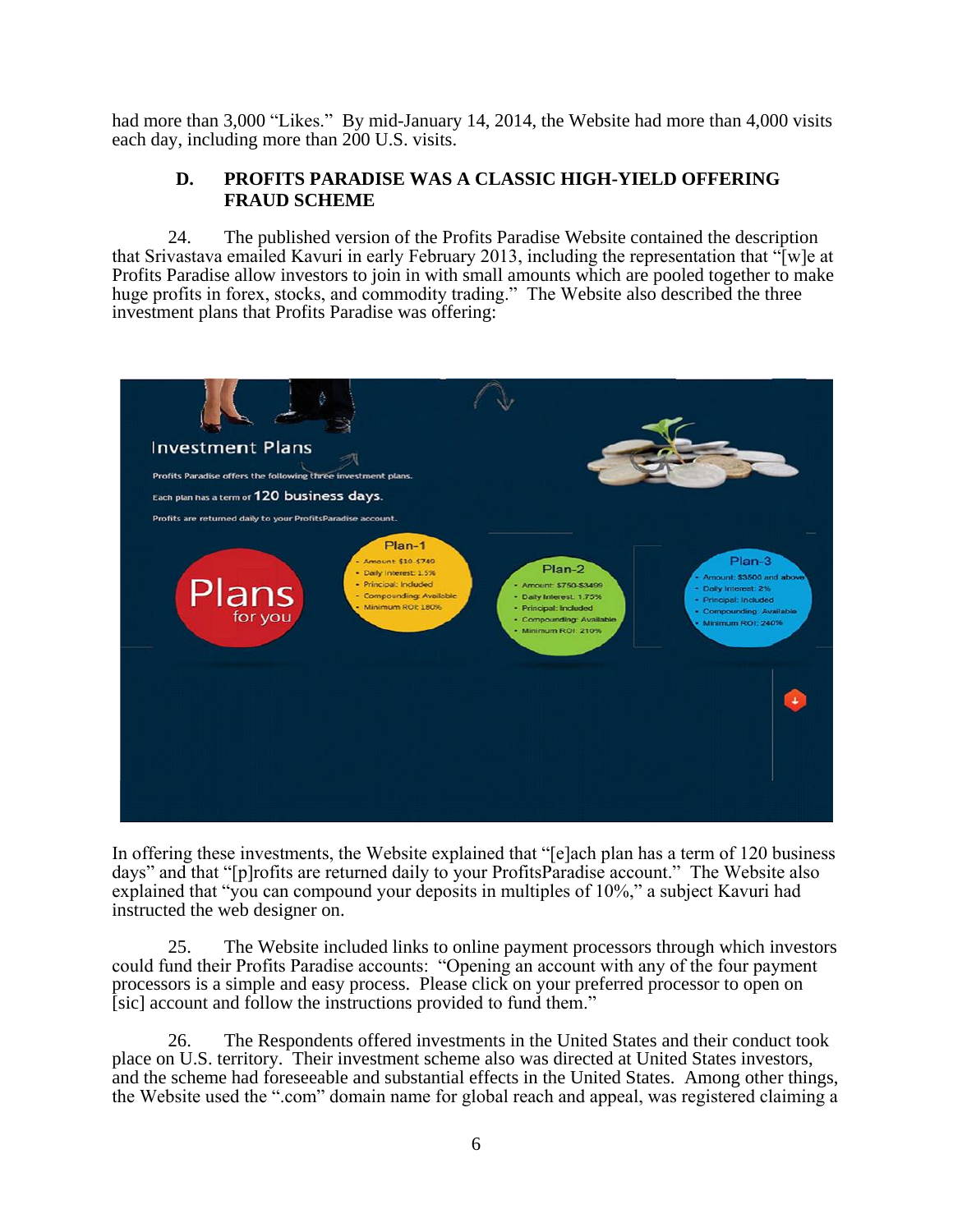had more than 3,000 "Likes." By mid-January 14, 2014, the Website had more than 4,000 visits each day, including more than 200 U.S. visits.

### D. PROFITS PARADISE WAS A CLASSIC HIGH-YIELD OFFERING FRAUD SCHEME

24. The published version of the Profits Paradise Website contained the description that Srivastava emailed Kavuri in early February 2013, including the representation that "[w]e at Profits Paradise allow investors to join in with small amounts which are pooled together to make huge profits in forex, stocks, and commodity trading." The Website also described the three investment plans that Profits Paradise was offering:

Investment Plans

Profits Paradise offers the following three investment plans.

Each plan has a term of 120 business days.

Profits are returned daily to your ProfitsParadise account.

Plans for you

Plan-1
- Amount: $10-$749
- Daily Interest: 1.5%
- Principal: Included
- Compounding: Available
- Minimum ROI: 180%

Plan-2
- Amount: $750-$3499
- Daily Interest: 1.75%
- Principal: Included
- Compounding: Available
- Minimum ROI: 210%

Plan-3
- Amount: $3500 and above
- Daily Interest: 2%
- Principal: Included
- Compounding: Available
- Minimum ROI: 240%

In offering these investments, the Website explained that "[e]ach plan has a term of 120 business days" and that "[p]rofits are returned daily to your ProfitsParadise account." The Website also explained that "you can compound your deposits in multiples of 10%," a subject Kavuri had instructed the web designer on.

25. The Website included links to online payment processors through which investors could fund their Profits Paradise accounts: "Opening an account with any of the four payment processors is a simple and easy process. Please click on your preferred processor to open on [sic] account and follow the instructions provided to fund them."

26. The Respondents offered investments in the United States and their conduct took place on U.S. territory. Their investment scheme also was directed at United States investors, and the scheme had foreseeable and substantial effects in the United States. Among other things, the Website used the ".com" domain name for global reach and appeal, was registered claiming a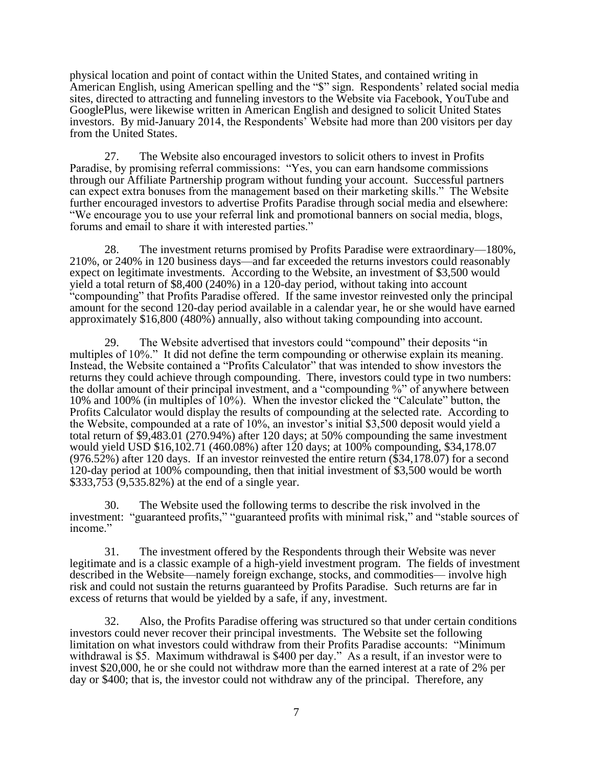physical location and point of contact within the United States, and contained writing in American English, using American spelling and the "$" sign. Respondents' related social media sites, directed to attracting and funneling investors to the Website via Facebook, YouTube and GooglePlus, were likewise written in American English and designed to solicit United States investors. By mid-January 2014, the Respondents' Website had more than 200 visitors per day from the United States.

27. The Website also encouraged investors to solicit others to invest in Profits Paradise, by promising referral commissions: "Yes, you can earn handsome commissions through our Affiliate Partnership program without funding your account. Successful partners can expect extra bonuses from the management based on their marketing skills." The Website further encouraged investors to advertise Profits Paradise through social media and elsewhere: "We encourage you to use your referral link and promotional banners on social media, blogs, forums and email to share it with interested parties."

28. The investment returns promised by Profits Paradise were extraordinary—180%, 210%, or 240% in 120 business days—and far exceeded the returns investors could reasonably expect on legitimate investments. According to the Website, an investment of $3,500 would yield a total return of $8,400 (240%) in a 120-day period, without taking into account "compounding" that Profits Paradise offered. If the same investor reinvested only the principal amount for the second 120-day period available in a calendar year, he or she would have earned approximately $16,800 (480%) annually, also without taking compounding into account.

29. The Website advertised that investors could "compound" their deposits "in multiples of 10%." It did not define the term compounding or otherwise explain its meaning. Instead, the Website contained a "Profits Calculator" that was intended to show investors the returns they could achieve through compounding. There, investors could type in two numbers: the dollar amount of their principal investment, and a "compounding %" of anywhere between 10% and 100% (in multiples of 10%). When the investor clicked the "Calculate" button, the Profits Calculator would display the results of compounding at the selected rate. According to the Website, compounded at a rate of 10%, an investor's initial $3,500 deposit would yield a total return of $9,483.01 (270.94%) after 120 days; at 50% compounding the same investment would yield USD $16,102.71 (460.08%) after 120 days; at 100% compounding, $34,178.07 (976.52%) after 120 days. If an investor reinvested the entire return ($34,178.07) for a second 120-day period at 100% compounding, then that initial investment of $3,500 would be worth $333,753 (9,535.82%) at the end of a single year.

30. The Website used the following terms to describe the risk involved in the investment: "guaranteed profits," "guaranteed profits with minimal risk," and "stable sources of income."

31. The investment offered by the Respondents through their Website was never legitimate and is a classic example of a high-yield investment program. The fields of investment described in the Website—namely foreign exchange, stocks, and commodities— involve high risk and could not sustain the returns guaranteed by Profits Paradise. Such returns are far in excess of returns that would be yielded by a safe, if any, investment.

32. Also, the Profits Paradise offering was structured so that under certain conditions investors could never recover their principal investments. The Website set the following limitation on what investors could withdraw from their Profits Paradise accounts: "Minimum withdrawal is $5. Maximum withdrawal is $400 per day." As a result, if an investor were to invest $20,000, he or she could not withdraw more than the earned interest at a rate of 2% per day or $400; that is, the investor could not withdraw any of the principal. Therefore, any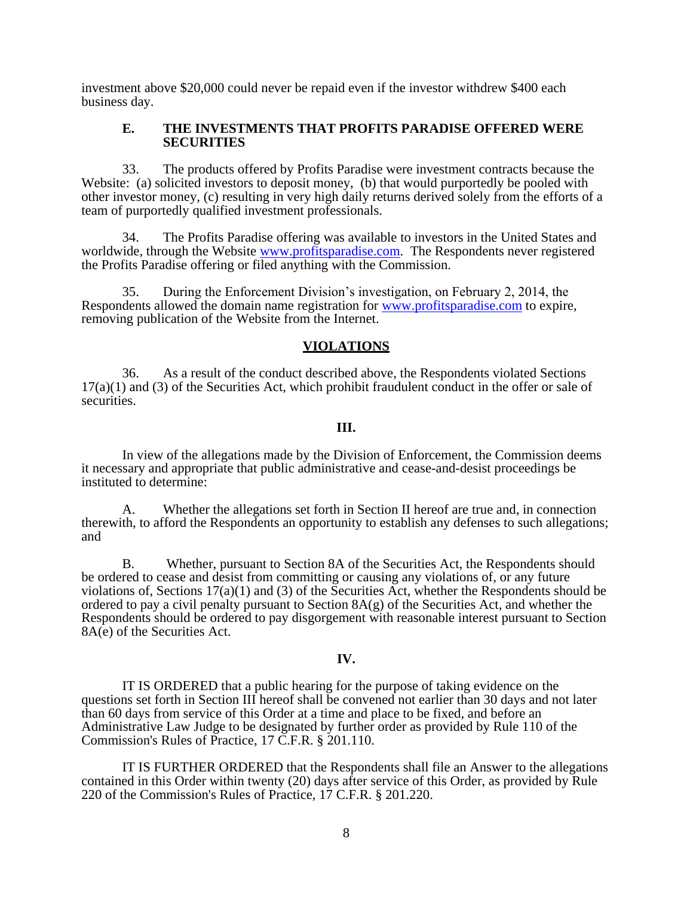investment above $20,000 could never be repaid even if the investor withdrew $400 each business day.

### E. THE INVESTMENTS THAT PROFITS PARADISE OFFERED WERE SECURITIES

33. The products offered by Profits Paradise were investment contracts because the Website: (a) solicited investors to deposit money, (b) that would purportedly be pooled with other investor money, (c) resulting in very high daily returns derived solely from the efforts of a team of purportedly qualified investment professionals.

34. The Profits Paradise offering was available to investors in the United States and worldwide, through the Website www.profitsparadise.com. The Respondents never registered the Profits Paradise offering or filed anything with the Commission.

35. During the Enforcement Division's investigation, on February 2, 2014, the Respondents allowed the domain name registration for www.profitsparadise.com to expire, removing publication of the Website from the Internet.

## VIOLATIONS

36. As a result of the conduct described above, the Respondents violated Sections 17(a)(1) and (3) of the Securities Act, which prohibit fraudulent conduct in the offer or sale of securities.

## III.

In view of the allegations made by the Division of Enforcement, the Commission deems it necessary and appropriate that public administrative and cease-and-desist proceedings be instituted to determine:

A. Whether the allegations set forth in Section II hereof are true and, in connection therewith, to afford the Respondents an opportunity to establish any defenses to such allegations; and

B. Whether, pursuant to Section 8A of the Securities Act, the Respondents should be ordered to cease and desist from committing or causing any violations of, or any future violations of, Sections 17(a)(1) and (3) of the Securities Act, whether the Respondents should be ordered to pay a civil penalty pursuant to Section 8A(g) of the Securities Act, and whether the Respondents should be ordered to pay disgorgement with reasonable interest pursuant to Section 8A(e) of the Securities Act.

## IV.

IT IS ORDERED that a public hearing for the purpose of taking evidence on the questions set forth in Section III hereof shall be convened not earlier than 30 days and not later than 60 days from service of this Order at a time and place to be fixed, and before an Administrative Law Judge to be designated by further order as provided by Rule 110 of the Commission's Rules of Practice, 17 C.F.R. § 201.110.

IT IS FURTHER ORDERED that the Respondents shall file an Answer to the allegations contained in this Order within twenty (20) days after service of this Order, as provided by Rule 220 of the Commission's Rules of Practice, 17 C.F.R. § 201.220.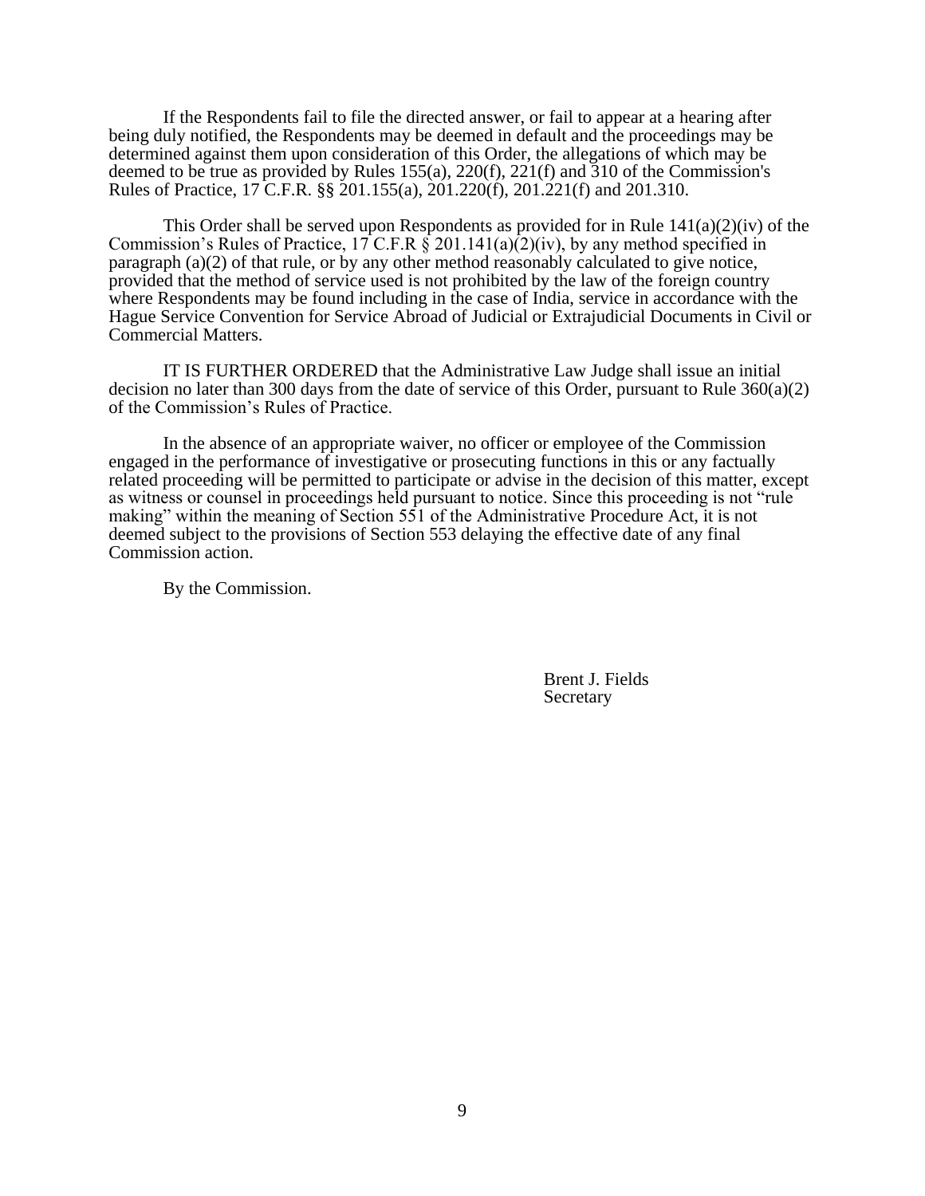If the Respondents fail to file the directed answer, or fail to appear at a hearing after being duly notified, the Respondents may be deemed in default and the proceedings may be determined against them upon consideration of this Order, the allegations of which may be deemed to be true as provided by Rules 155(a), 220(f), 221(f) and 310 of the Commission's Rules of Practice, 17 C.F.R. §§ 201.155(a), 201.220(f), 201.221(f) and 201.310.

This Order shall be served upon Respondents as provided for in Rule 141(a)(2)(iv) of the Commission's Rules of Practice, 17 C.F.R § 201.141(a)(2)(iv), by any method specified in paragraph (a)(2) of that rule, or by any other method reasonably calculated to give notice, provided that the method of service used is not prohibited by the law of the foreign country where Respondents may be found including in the case of India, service in accordance with the Hague Service Convention for Service Abroad of Judicial or Extrajudicial Documents in Civil or Commercial Matters.

IT IS FURTHER ORDERED that the Administrative Law Judge shall issue an initial decision no later than 300 days from the date of service of this Order, pursuant to Rule 360(a)(2) of the Commission's Rules of Practice.

In the absence of an appropriate waiver, no officer or employee of the Commission engaged in the performance of investigative or prosecuting functions in this or any factually related proceeding will be permitted to participate or advise in the decision of this matter, except as witness or counsel in proceedings held pursuant to notice. Since this proceeding is not "rule making" within the meaning of Section 551 of the Administrative Procedure Act, it is not deemed subject to the provisions of Section 553 delaying the effective date of any final Commission action.

By the Commission.

Brent J. Fields
Secretary